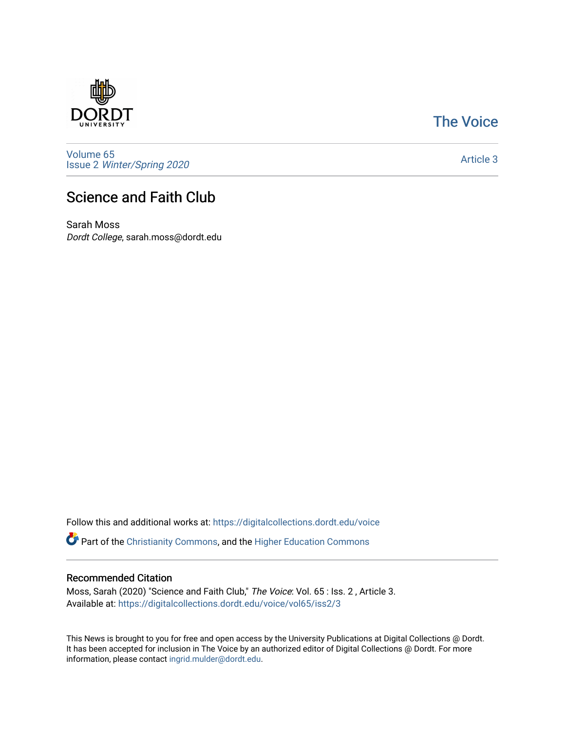DORDT UNIVERSITY

The Voice

Volume 65
Issue 2 *Winter/Spring 2020*

Article 3

# Science and Faith Club

Sarah Moss
*Dordt College*, sarah.moss@dordt.edu

Follow this and additional works at: https://digitalcollections.dordt.edu/voice

Part of the Christianity Commons, and the Higher Education Commons

## Recommended Citation

Moss, Sarah (2020) "Science and Faith Club," *The Voice*: Vol. 65 : Iss. 2 , Article 3.
Available at: https://digitalcollections.dordt.edu/voice/vol65/iss2/3

This News is brought to you for free and open access by the University Publications at Digital Collections @ Dordt. It has been accepted for inclusion in The Voice by an authorized editor of Digital Collections @ Dordt. For more information, please contact ingrid.mulder@dordt.edu.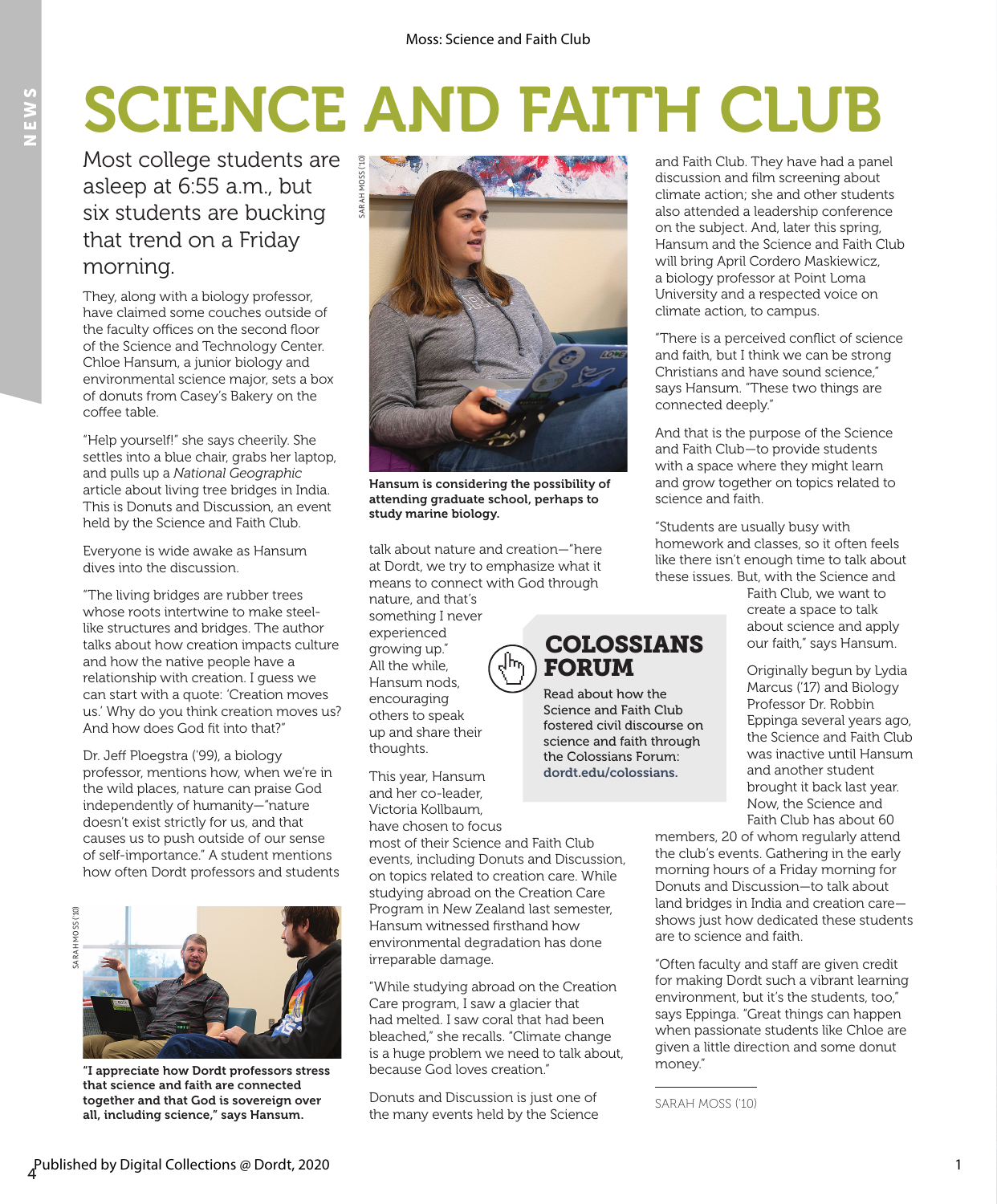# SCIENCE AND FAITH CLUB

Most college students are asleep at 6:55 a.m., but six students are bucking that trend on a Friday morning.

They, along with a biology professor, have claimed some couches outside of the faculty offices on the second floor of the Science and Technology Center. Chloe Hansum, a junior biology and environmental science major, sets a box of donuts from Casey's Bakery on the coffee table.

"Help yourself!" she says cheerily. She settles into a blue chair, grabs her laptop, and pulls up a *National Geographic* article about living tree bridges in India. This is Donuts and Discussion, an event held by the Science and Faith Club.

Everyone is wide awake as Hansum dives into the discussion.

"The living bridges are rubber trees whose roots intertwine to make steel-like structures and bridges. The author talks about how creation impacts culture and how the native people have a relationship with creation. I guess we can start with a quote: 'Creation moves us.' Why do you think creation moves us? And how does God fit into that?"

Dr. Jeff Ploegstra ('99), a biology professor, mentions how, when we're in the wild places, nature can praise God independently of humanity—"nature doesn't exist strictly for us, and that causes us to push outside of our sense of self-importance." A student mentions how often Dordt professors and students talk about nature and creation—"here at Dordt, we try to emphasize what it means to connect with God through nature, and that's something I never experienced growing up." All the while, Hansum nods, encouraging others to speak up and share their thoughts.

SARAH MOSS ('10)

**"I appreciate how Dordt professors stress that science and faith are connected together and that God is sovereign over all, including science," says Hansum.**

SARAH MOSS ('10)

**Hansum is considering the possibility of attending graduate school, perhaps to study marine biology.**

This year, Hansum and her co-leader, Victoria Kollbaum, have chosen to focus most of their Science and Faith Club events, including Donuts and Discussion, on topics related to creation care. While studying abroad on the Creation Care Program in New Zealand last semester, Hansum witnessed firsthand how environmental degradation has done irreparable damage.

"While studying abroad on the Creation Care program, I saw a glacier that had melted. I saw coral that had been bleached," she recalls. "Climate change is a huge problem we need to talk about, because God loves creation."

Donuts and Discussion is just one of the many events held by the Science and Faith Club. They have had a panel discussion and film screening about climate action; she and other students also attended a leadership conference on the subject. And, later this spring, Hansum and the Science and Faith Club will bring April Cordero Maskiewicz, a biology professor at Point Loma University and a respected voice on climate action, to campus.

"There is a perceived conflict of science and faith, but I think we can be strong Christians and have sound science," says Hansum. "These two things are connected deeply."

And that is the purpose of the Science and Faith Club—to provide students with a space where they might learn and grow together on topics related to science and faith.

"Students are usually busy with homework and classes, so it often feels like there isn't enough time to talk about these issues. But, with the Science and Faith Club, we want to create a space to talk about science and apply our faith," says Hansum.

Originally begun by Lydia Marcus ('17) and Biology Professor Dr. Robbin Eppinga several years ago, the Science and Faith Club was inactive until Hansum and another student brought it back last year. Now, the Science and Faith Club has about 60 members, 20 of whom regularly attend the club's events. Gathering in the early morning hours of a Friday morning for Donuts and Discussion—to talk about land bridges in India and creation care—shows just how dedicated these students are to science and faith.

"Often faculty and staff are given credit for making Dordt such a vibrant learning environment, but it's the students, too," says Eppinga. "Great things can happen when passionate students like Chloe are given a little direction and some donut money."

SARAH MOSS ('10)

## COLOSSIANS FORUM

Read about how the Science and Faith Club fostered civil discourse on science and faith through the Colossians Forum: **dordt.edu/colossians.**